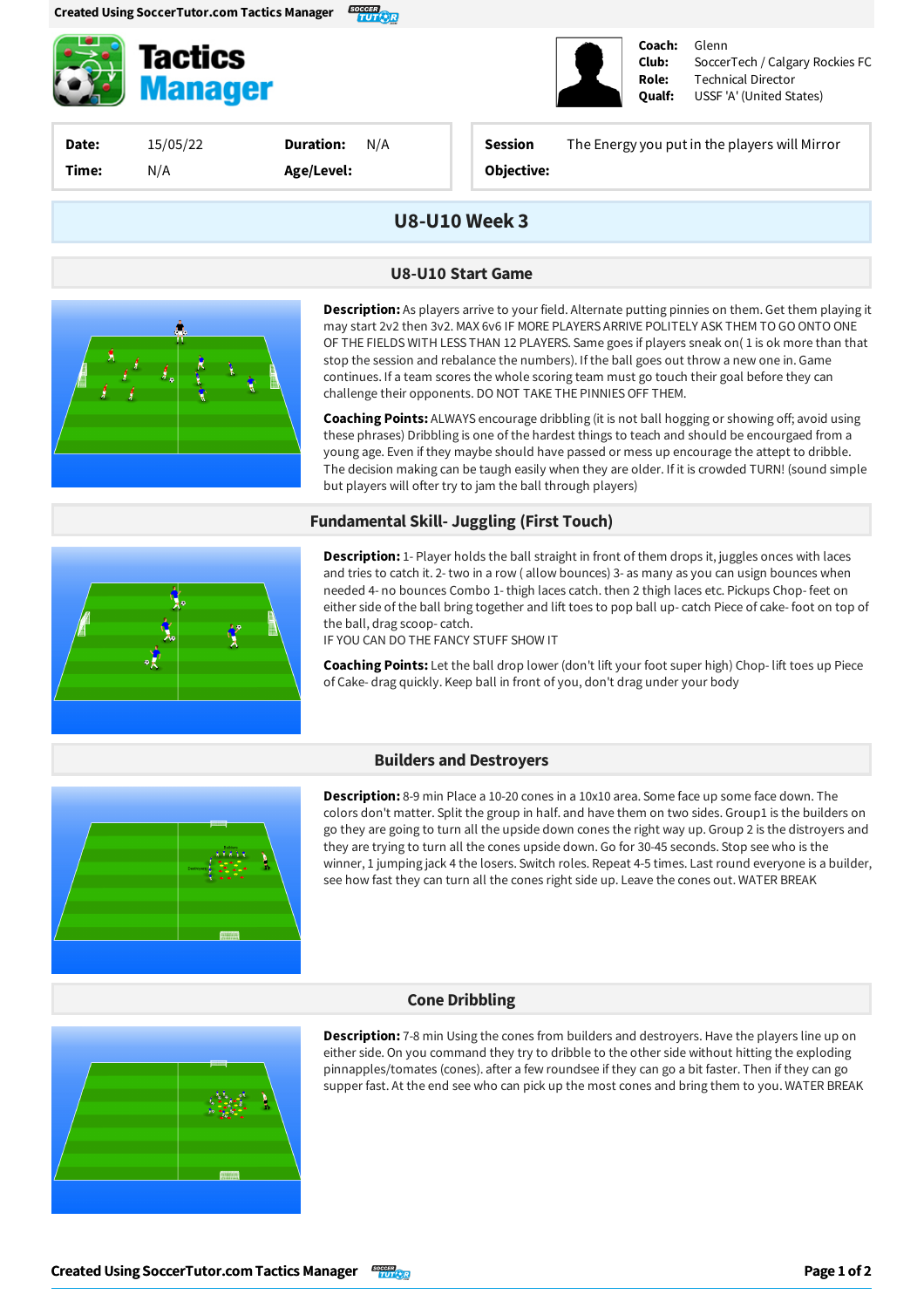# Tactics Manager

**Coach:** Glenn
**Club:** SoccerTech / Calgary Rockies FC
**Role:** Technical Director
**Qualf:** USSF 'A' (United States)

| | | | |
|---|---|---|---|
| **Date:** | 15/05/22 | **Duration:** | N/A |
| **Time:** | N/A | **Age/Level:** | |

**Session Objective:** The Energy you put in the players will Mirror

## U8-U10 Week 3

### U8-U10 Start Game

**Description:** As players arrive to your field. Alternate putting pinnies on them. Get them playing it may start 2v2 then 3v2. MAX 6v6 IF MORE PLAYERS ARRIVE POLITELY ASK THEM TO GO ONTO ONE OF THE FIELDS WITH LESS THAN 12 PLAYERS. Same goes if players sneak on( 1 is ok more than that stop the session and rebalance the numbers). If the ball goes out throw a new one in. Game continues. If a team scores the whole scoring team must go touch their goal before they can challenge their opponents. DO NOT TAKE THE PINNIES OFF THEM.

**Coaching Points:** ALWAYS encourage dribbling (it is not ball hogging or showing off; avoid using these phrases) Dribbling is one of the hardest things to teach and should be encourgaed from a young age. Even if they maybe should have passed or mess up encourage the attept to dribble. The decision making can be taugh easily when they are older. If it is crowded TURN! (sound simple but players will ofter try to jam the ball through players)

### Fundamental Skill- Juggling (First Touch)

**Description:** 1- Player holds the ball straight in front of them drops it, juggles onces with laces and tries to catch it. 2- two in a row ( allow bounces) 3- as many as you can usign bounces when needed 4- no bounces Combo 1- thigh laces catch. then 2 thigh laces etc. Pickups Chop- feet on either side of the ball bring together and lift toes to pop ball up- catch Piece of cake- foot on top of the ball, drag scoop- catch.
IF YOU CAN DO THE FANCY STUFF SHOW IT

**Coaching Points:** Let the ball drop lower (don't lift your foot super high) Chop- lift toes up Piece of Cake- drag quickly. Keep ball in front of you, don't drag under your body

### Builders and Destroyers

**Description:** 8-9 min Place a 10-20 cones in a 10x10 area. Some face up some face down. The colors don't matter. Split the group in half. and have them on two sides. Group1 is the builders on go they are going to turn all the upside down cones the right way up. Group 2 is the distroyers and they are trying to turn all the cones upside down. Go for 30-45 seconds. Stop see who is the winner, 1 jumping jack 4 the losers. Switch roles. Repeat 4-5 times. Last round everyone is a builder, see how fast they can turn all the cones right side up. Leave the cones out. WATER BREAK

### Cone Dribbling

**Description:** 7-8 min Using the cones from builders and destroyers. Have the players line up on either side. On you command they try to dribble to the other side without hitting the exploding pinnapples/tomates (cones). after a few roundsee if they can go a bit faster. Then if they can go supper fast. At the end see who can pick up the most cones and bring them to you. WATER BREAK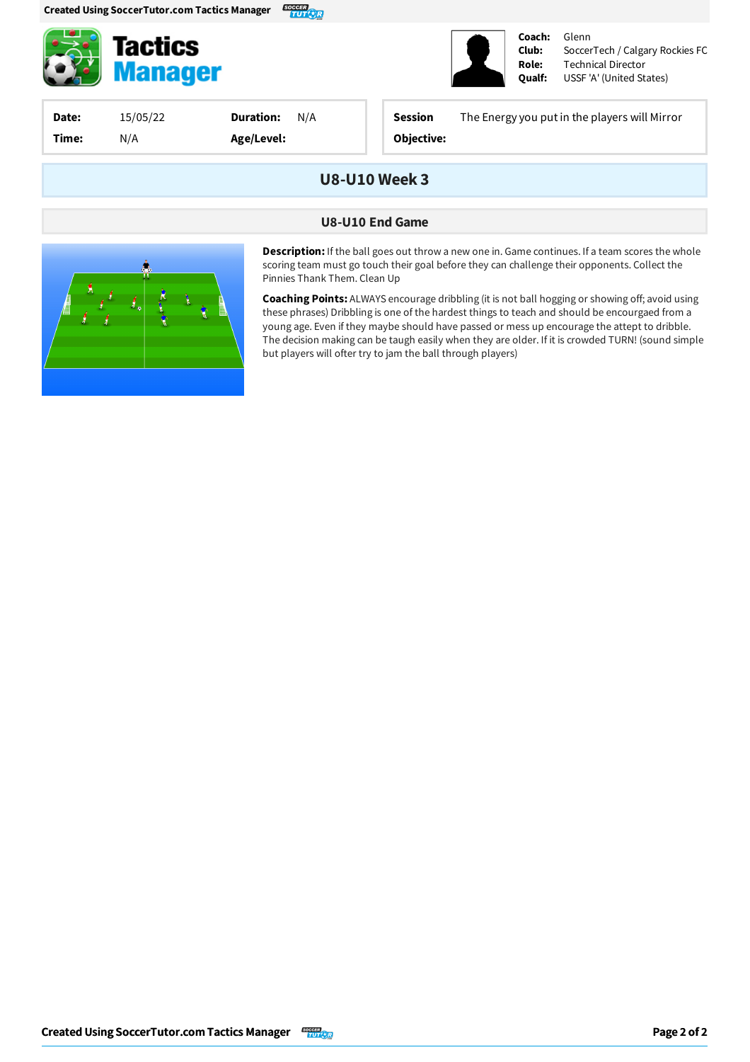# Tactics Manager

| | | | |
|---|---|---|---|
| **Coach:** | Glenn | | |
| **Club:** | SoccerTech / Calgary Rockies FC | | |
| **Role:** | Technical Director | | |
| **Qualf:** | USSF 'A' (United States) | | |

| | | | |
|---|---|---|---|
| **Date:** | 15/05/22 | **Duration:** | N/A |
| **Time:** | N/A | **Age/Level:** | |

**Session Objective:** The Energy you put in the players will Mirror

## U8-U10 Week 3

### U8-U10 End Game

**Description:** If the ball goes out throw a new one in. Game continues. If a team scores the whole scoring team must go touch their goal before they can challenge their opponents. Collect the Pinnies Thank Them. Clean Up

**Coaching Points:** ALWAYS encourage dribbling (it is not ball hogging or showing off; avoid using these phrases) Dribbling is one of the hardest things to teach and should be encourgaed from a young age. Even if they maybe should have passed or mess up encourage the attept to dribble. The decision making can be taugh easily when they are older. If it is crowded TURN! (sound simple but players will ofter try to jam the ball through players)